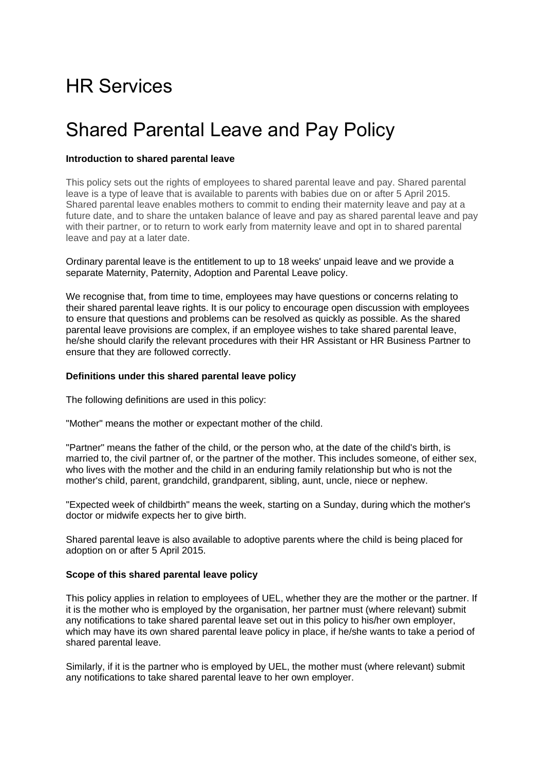# HR Services

# Shared Parental Leave and Pay Policy

**Introduction to shared parental leave**

This policy sets out the rights of employees to shared parental leave and pay. Shared parental leave is a type of leave that is available to parents with babies due on or after 5 April 2015. Shared parental leave enables mothers to commit to ending their maternity leave and pay at a future date, and to share the untaken balance of leave and pay as shared parental leave and pay with their partner, or to return to work early from maternity leave and opt in to shared parental leave and pay at a later date.

Ordinary parental leave is the entitlement to up to 18 weeks' unpaid leave and we provide a separate Maternity, Paternity, Adoption and Parental Leave policy.

We recognise that, from time to time, employees may have questions or concerns relating to their shared parental leave rights. It is our policy to encourage open discussion with employees to ensure that questions and problems can be resolved as quickly as possible. As the shared parental leave provisions are complex, if an employee wishes to take shared parental leave, he/she should clarify the relevant procedures with their HR Assistant or HR Business Partner to ensure that they are followed correctly.

**Definitions under this shared parental leave policy**

The following definitions are used in this policy:

"Mother" means the mother or expectant mother of the child.

"Partner" means the father of the child, or the person who, at the date of the child's birth, is married to, the civil partner of, or the partner of the mother. This includes someone, of either sex, who lives with the mother and the child in an enduring family relationship but who is not the mother's child, parent, grandchild, grandparent, sibling, aunt, uncle, niece or nephew.

"Expected week of childbirth" means the week, starting on a Sunday, during which the mother's doctor or midwife expects her to give birth.

Shared parental leave is also available to adoptive parents where the child is being placed for adoption on or after 5 April 2015.

**Scope of this shared parental leave policy**

This policy applies in relation to employees of UEL, whether they are the mother or the partner. If it is the mother who is employed by the organisation, her partner must (where relevant) submit any notifications to take shared parental leave set out in this policy to his/her own employer, which may have its own shared parental leave policy in place, if he/she wants to take a period of shared parental leave.

Similarly, if it is the partner who is employed by UEL, the mother must (where relevant) submit any notifications to take shared parental leave to her own employer.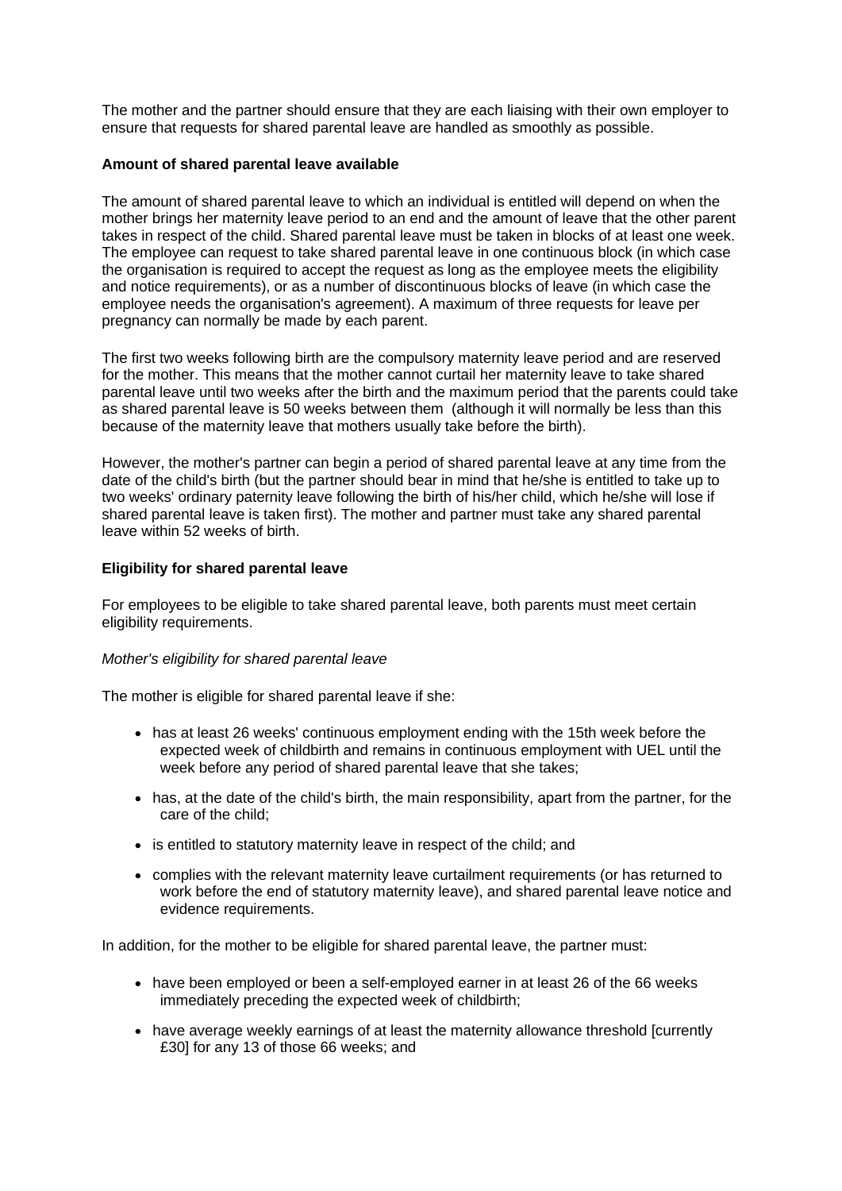The mother and the partner should ensure that they are each liaising with their own employer to ensure that requests for shared parental leave are handled as smoothly as possible.

**Amount of shared parental leave available**

The amount of shared parental leave to which an individual is entitled will depend on when the mother brings her maternity leave period to an end and the amount of leave that the other parent takes in respect of the child. Shared parental leave must be taken in blocks of at least one week. The employee can request to take shared parental leave in one continuous block (in which case the organisation is required to accept the request as long as the employee meets the eligibility and notice requirements), or as a number of discontinuous blocks of leave (in which case the employee needs the organisation's agreement). A maximum of three requests for leave per pregnancy can normally be made by each parent.

The first two weeks following birth are the compulsory maternity leave period and are reserved for the mother. This means that the mother cannot curtail her maternity leave to take shared parental leave until two weeks after the birth and the maximum period that the parents could take as shared parental leave is 50 weeks between them (although it will normally be less than this because of the maternity leave that mothers usually take before the birth).

However, the mother's partner can begin a period of shared parental leave at any time from the date of the child's birth (but the partner should bear in mind that he/she is entitled to take up to two weeks' ordinary paternity leave following the birth of his/her child, which he/she will lose if shared parental leave is taken first). The mother and partner must take any shared parental leave within 52 weeks of birth.

**Eligibility for shared parental leave**

For employees to be eligible to take shared parental leave, both parents must meet certain eligibility requirements.

*Mother's eligibility for shared parental leave*

The mother is eligible for shared parental leave if she:

- has at least 26 weeks' continuous employment ending with the 15th week before the expected week of childbirth and remains in continuous employment with UEL until the week before any period of shared parental leave that she takes;
- has, at the date of the child's birth, the main responsibility, apart from the partner, for the care of the child;
- is entitled to statutory maternity leave in respect of the child; and
- complies with the relevant maternity leave curtailment requirements (or has returned to work before the end of statutory maternity leave), and shared parental leave notice and evidence requirements.

In addition, for the mother to be eligible for shared parental leave, the partner must:

- have been employed or been a self-employed earner in at least 26 of the 66 weeks immediately preceding the expected week of childbirth;
- have average weekly earnings of at least the maternity allowance threshold [currently £30] for any 13 of those 66 weeks; and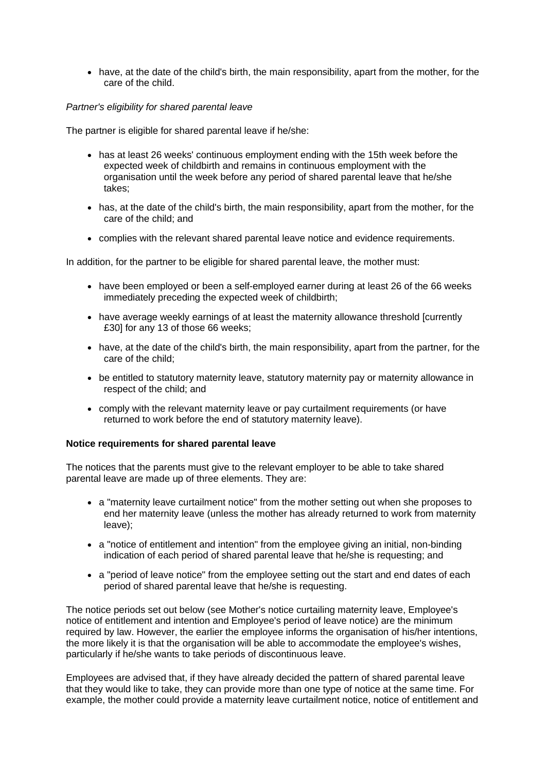- have, at the date of the child's birth, the main responsibility, apart from the mother, for the care of the child.

*Partner's eligibility for shared parental leave*

The partner is eligible for shared parental leave if he/she:

- has at least 26 weeks' continuous employment ending with the 15th week before the expected week of childbirth and remains in continuous employment with the organisation until the week before any period of shared parental leave that he/she takes;
- has, at the date of the child's birth, the main responsibility, apart from the mother, for the care of the child; and
- complies with the relevant shared parental leave notice and evidence requirements.

In addition, for the partner to be eligible for shared parental leave, the mother must:

- have been employed or been a self-employed earner during at least 26 of the 66 weeks immediately preceding the expected week of childbirth;
- have average weekly earnings of at least the maternity allowance threshold [currently £30] for any 13 of those 66 weeks;
- have, at the date of the child's birth, the main responsibility, apart from the partner, for the care of the child;
- be entitled to statutory maternity leave, statutory maternity pay or maternity allowance in respect of the child; and
- comply with the relevant maternity leave or pay curtailment requirements (or have returned to work before the end of statutory maternity leave).

**Notice requirements for shared parental leave**

The notices that the parents must give to the relevant employer to be able to take shared parental leave are made up of three elements. They are:

- a "maternity leave curtailment notice" from the mother setting out when she proposes to end her maternity leave (unless the mother has already returned to work from maternity leave);
- a "notice of entitlement and intention" from the employee giving an initial, non-binding indication of each period of shared parental leave that he/she is requesting; and
- a "period of leave notice" from the employee setting out the start and end dates of each period of shared parental leave that he/she is requesting.

The notice periods set out below (see Mother's notice curtailing maternity leave, Employee's notice of entitlement and intention and Employee's period of leave notice) are the minimum required by law. However, the earlier the employee informs the organisation of his/her intentions, the more likely it is that the organisation will be able to accommodate the employee's wishes, particularly if he/she wants to take periods of discontinuous leave.

Employees are advised that, if they have already decided the pattern of shared parental leave that they would like to take, they can provide more than one type of notice at the same time. For example, the mother could provide a maternity leave curtailment notice, notice of entitlement and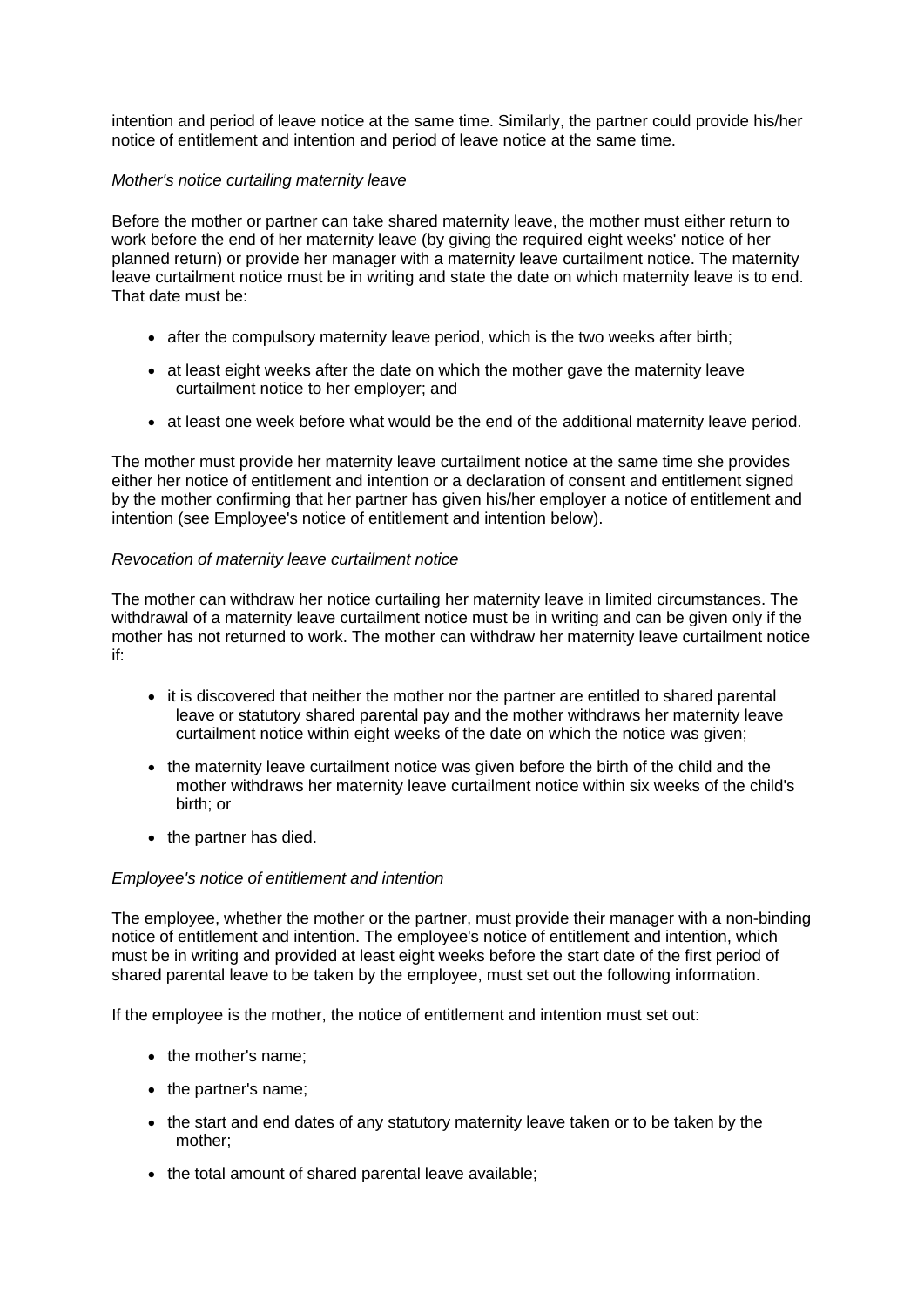intention and period of leave notice at the same time. Similarly, the partner could provide his/her notice of entitlement and intention and period of leave notice at the same time.

*Mother's notice curtailing maternity leave*

Before the mother or partner can take shared maternity leave, the mother must either return to work before the end of her maternity leave (by giving the required eight weeks' notice of her planned return) or provide her manager with a maternity leave curtailment notice. The maternity leave curtailment notice must be in writing and state the date on which maternity leave is to end. That date must be:

- after the compulsory maternity leave period, which is the two weeks after birth;
- at least eight weeks after the date on which the mother gave the maternity leave curtailment notice to her employer; and
- at least one week before what would be the end of the additional maternity leave period.

The mother must provide her maternity leave curtailment notice at the same time she provides either her notice of entitlement and intention or a declaration of consent and entitlement signed by the mother confirming that her partner has given his/her employer a notice of entitlement and intention (see Employee's notice of entitlement and intention below).

*Revocation of maternity leave curtailment notice*

The mother can withdraw her notice curtailing her maternity leave in limited circumstances. The withdrawal of a maternity leave curtailment notice must be in writing and can be given only if the mother has not returned to work. The mother can withdraw her maternity leave curtailment notice if:

- it is discovered that neither the mother nor the partner are entitled to shared parental leave or statutory shared parental pay and the mother withdraws her maternity leave curtailment notice within eight weeks of the date on which the notice was given;
- the maternity leave curtailment notice was given before the birth of the child and the mother withdraws her maternity leave curtailment notice within six weeks of the child's birth; or
- the partner has died.

*Employee's notice of entitlement and intention*

The employee, whether the mother or the partner, must provide their manager with a non-binding notice of entitlement and intention. The employee's notice of entitlement and intention, which must be in writing and provided at least eight weeks before the start date of the first period of shared parental leave to be taken by the employee, must set out the following information.

If the employee is the mother, the notice of entitlement and intention must set out:

- the mother's name;
- the partner's name;
- the start and end dates of any statutory maternity leave taken or to be taken by the mother;
- the total amount of shared parental leave available;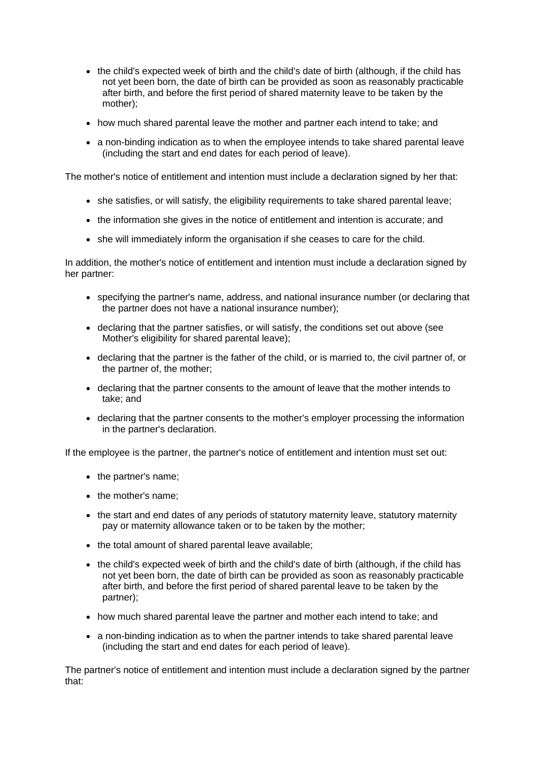- the child's expected week of birth and the child's date of birth (although, if the child has not yet been born, the date of birth can be provided as soon as reasonably practicable after birth, and before the first period of shared maternity leave to be taken by the mother);
- how much shared parental leave the mother and partner each intend to take; and
- a non-binding indication as to when the employee intends to take shared parental leave (including the start and end dates for each period of leave).

The mother's notice of entitlement and intention must include a declaration signed by her that:

- she satisfies, or will satisfy, the eligibility requirements to take shared parental leave;
- the information she gives in the notice of entitlement and intention is accurate; and
- she will immediately inform the organisation if she ceases to care for the child.

In addition, the mother's notice of entitlement and intention must include a declaration signed by her partner:

- specifying the partner's name, address, and national insurance number (or declaring that the partner does not have a national insurance number);
- declaring that the partner satisfies, or will satisfy, the conditions set out above (see Mother's eligibility for shared parental leave);
- declaring that the partner is the father of the child, or is married to, the civil partner of, or the partner of, the mother;
- declaring that the partner consents to the amount of leave that the mother intends to take; and
- declaring that the partner consents to the mother's employer processing the information in the partner's declaration.

If the employee is the partner, the partner's notice of entitlement and intention must set out:

- the partner's name;
- the mother's name;
- the start and end dates of any periods of statutory maternity leave, statutory maternity pay or maternity allowance taken or to be taken by the mother;
- the total amount of shared parental leave available;
- the child's expected week of birth and the child's date of birth (although, if the child has not yet been born, the date of birth can be provided as soon as reasonably practicable after birth, and before the first period of shared parental leave to be taken by the partner);
- how much shared parental leave the partner and mother each intend to take; and
- a non-binding indication as to when the partner intends to take shared parental leave (including the start and end dates for each period of leave).

The partner's notice of entitlement and intention must include a declaration signed by the partner that: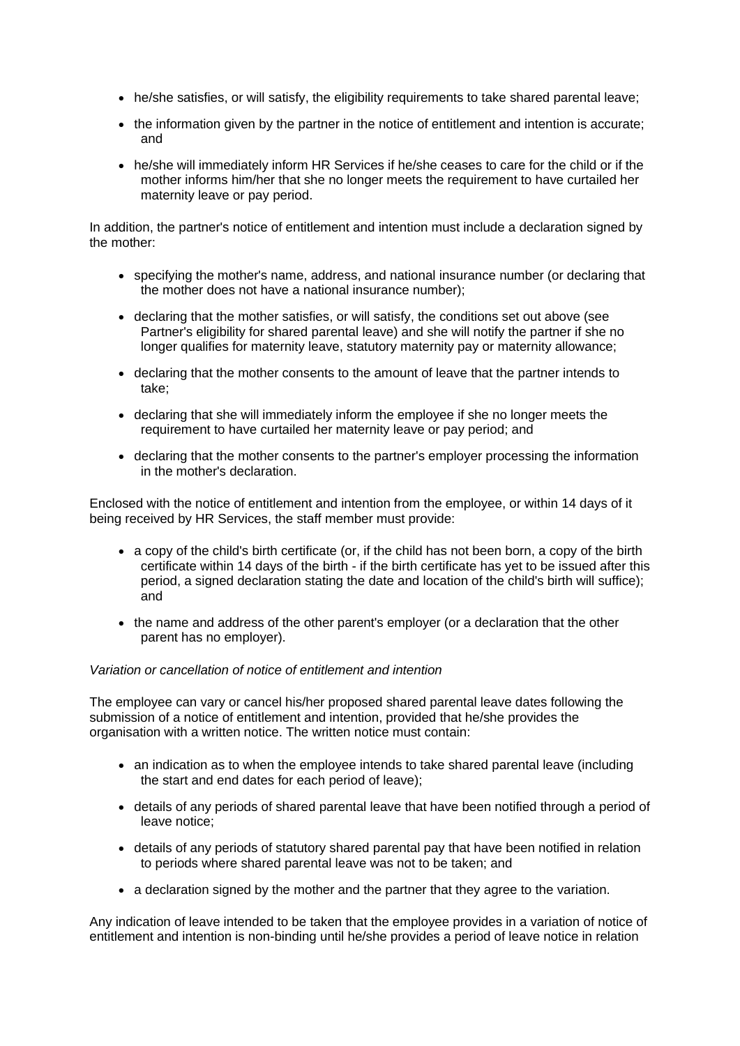- he/she satisfies, or will satisfy, the eligibility requirements to take shared parental leave;
- the information given by the partner in the notice of entitlement and intention is accurate; and
- he/she will immediately inform HR Services if he/she ceases to care for the child or if the mother informs him/her that she no longer meets the requirement to have curtailed her maternity leave or pay period.

In addition, the partner's notice of entitlement and intention must include a declaration signed by the mother:

- specifying the mother's name, address, and national insurance number (or declaring that the mother does not have a national insurance number);
- declaring that the mother satisfies, or will satisfy, the conditions set out above (see Partner's eligibility for shared parental leave) and she will notify the partner if she no longer qualifies for maternity leave, statutory maternity pay or maternity allowance;
- declaring that the mother consents to the amount of leave that the partner intends to take;
- declaring that she will immediately inform the employee if she no longer meets the requirement to have curtailed her maternity leave or pay period; and
- declaring that the mother consents to the partner's employer processing the information in the mother's declaration.

Enclosed with the notice of entitlement and intention from the employee, or within 14 days of it being received by HR Services, the staff member must provide:

- a copy of the child's birth certificate (or, if the child has not been born, a copy of the birth certificate within 14 days of the birth - if the birth certificate has yet to be issued after this period, a signed declaration stating the date and location of the child's birth will suffice); and
- the name and address of the other parent's employer (or a declaration that the other parent has no employer).

*Variation or cancellation of notice of entitlement and intention*

The employee can vary or cancel his/her proposed shared parental leave dates following the submission of a notice of entitlement and intention, provided that he/she provides the organisation with a written notice. The written notice must contain:

- an indication as to when the employee intends to take shared parental leave (including the start and end dates for each period of leave);
- details of any periods of shared parental leave that have been notified through a period of leave notice;
- details of any periods of statutory shared parental pay that have been notified in relation to periods where shared parental leave was not to be taken; and
- a declaration signed by the mother and the partner that they agree to the variation.

Any indication of leave intended to be taken that the employee provides in a variation of notice of entitlement and intention is non-binding until he/she provides a period of leave notice in relation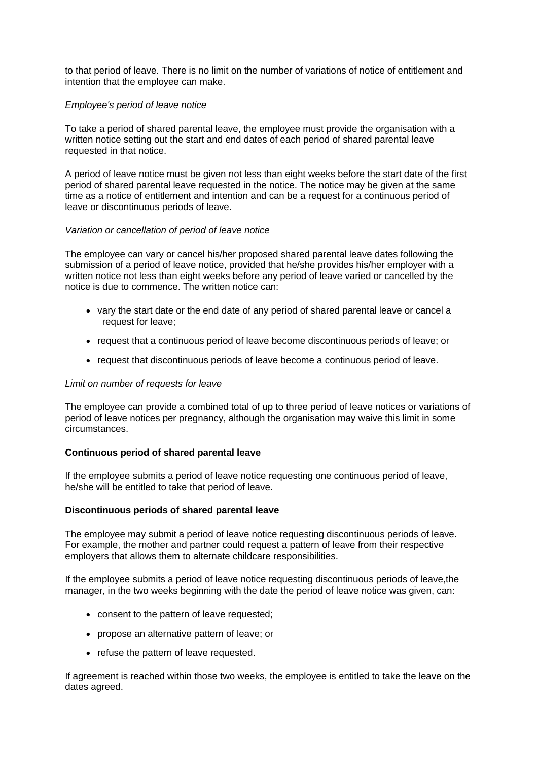to that period of leave. There is no limit on the number of variations of notice of entitlement and intention that the employee can make.

*Employee's period of leave notice*

To take a period of shared parental leave, the employee must provide the organisation with a written notice setting out the start and end dates of each period of shared parental leave requested in that notice.

A period of leave notice must be given not less than eight weeks before the start date of the first period of shared parental leave requested in the notice. The notice may be given at the same time as a notice of entitlement and intention and can be a request for a continuous period of leave or discontinuous periods of leave.

*Variation or cancellation of period of leave notice*

The employee can vary or cancel his/her proposed shared parental leave dates following the submission of a period of leave notice, provided that he/she provides his/her employer with a written notice not less than eight weeks before any period of leave varied or cancelled by the notice is due to commence. The written notice can:

- vary the start date or the end date of any period of shared parental leave or cancel a request for leave;
- request that a continuous period of leave become discontinuous periods of leave; or
- request that discontinuous periods of leave become a continuous period of leave.

*Limit on number of requests for leave*

The employee can provide a combined total of up to three period of leave notices or variations of period of leave notices per pregnancy, although the organisation may waive this limit in some circumstances.

**Continuous period of shared parental leave**

If the employee submits a period of leave notice requesting one continuous period of leave, he/she will be entitled to take that period of leave.

**Discontinuous periods of shared parental leave**

The employee may submit a period of leave notice requesting discontinuous periods of leave. For example, the mother and partner could request a pattern of leave from their respective employers that allows them to alternate childcare responsibilities.

If the employee submits a period of leave notice requesting discontinuous periods of leave,the manager, in the two weeks beginning with the date the period of leave notice was given, can:

- consent to the pattern of leave requested;
- propose an alternative pattern of leave; or
- refuse the pattern of leave requested.

If agreement is reached within those two weeks, the employee is entitled to take the leave on the dates agreed.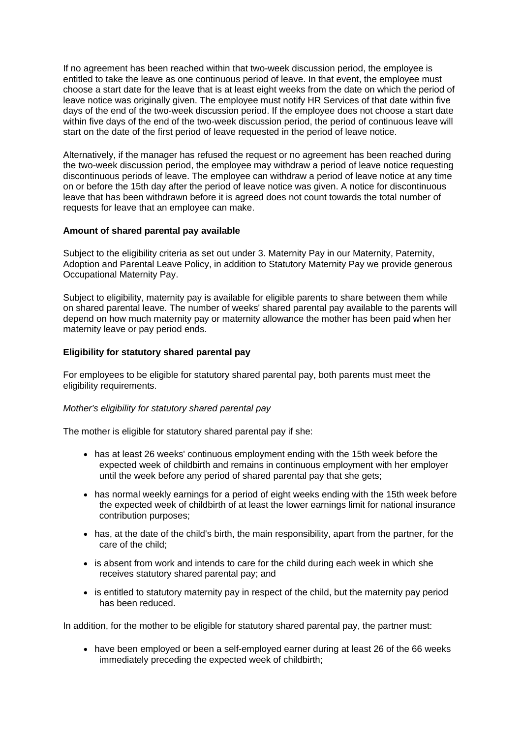If no agreement has been reached within that two-week discussion period, the employee is entitled to take the leave as one continuous period of leave. In that event, the employee must choose a start date for the leave that is at least eight weeks from the date on which the period of leave notice was originally given. The employee must notify HR Services of that date within five days of the end of the two-week discussion period. If the employee does not choose a start date within five days of the end of the two-week discussion period, the period of continuous leave will start on the date of the first period of leave requested in the period of leave notice.

Alternatively, if the manager has refused the request or no agreement has been reached during the two-week discussion period, the employee may withdraw a period of leave notice requesting discontinuous periods of leave. The employee can withdraw a period of leave notice at any time on or before the 15th day after the period of leave notice was given. A notice for discontinuous leave that has been withdrawn before it is agreed does not count towards the total number of requests for leave that an employee can make.

**Amount of shared parental pay available**

Subject to the eligibility criteria as set out under 3. Maternity Pay in our Maternity, Paternity, Adoption and Parental Leave Policy, in addition to Statutory Maternity Pay we provide generous Occupational Maternity Pay.

Subject to eligibility, maternity pay is available for eligible parents to share between them while on shared parental leave. The number of weeks' shared parental pay available to the parents will depend on how much maternity pay or maternity allowance the mother has been paid when her maternity leave or pay period ends.

**Eligibility for statutory shared parental pay**

For employees to be eligible for statutory shared parental pay, both parents must meet the eligibility requirements.

*Mother's eligibility for statutory shared parental pay*

The mother is eligible for statutory shared parental pay if she:

- has at least 26 weeks' continuous employment ending with the 15th week before the expected week of childbirth and remains in continuous employment with her employer until the week before any period of shared parental pay that she gets;
- has normal weekly earnings for a period of eight weeks ending with the 15th week before the expected week of childbirth of at least the lower earnings limit for national insurance contribution purposes;
- has, at the date of the child's birth, the main responsibility, apart from the partner, for the care of the child;
- is absent from work and intends to care for the child during each week in which she receives statutory shared parental pay; and
- is entitled to statutory maternity pay in respect of the child, but the maternity pay period has been reduced.

In addition, for the mother to be eligible for statutory shared parental pay, the partner must:

- have been employed or been a self-employed earner during at least 26 of the 66 weeks immediately preceding the expected week of childbirth;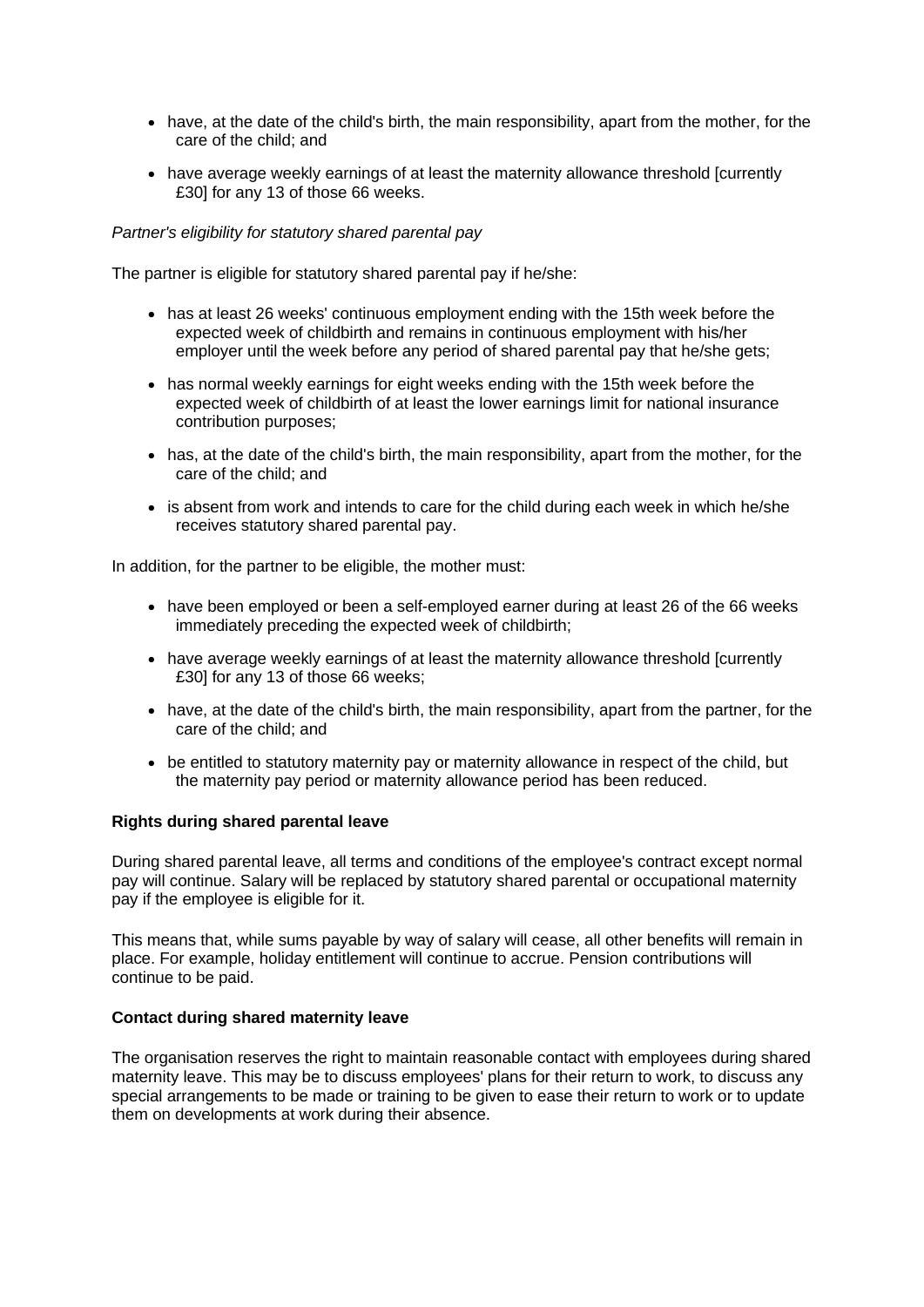- have, at the date of the child's birth, the main responsibility, apart from the mother, for the care of the child; and
- have average weekly earnings of at least the maternity allowance threshold [currently £30] for any 13 of those 66 weeks.

*Partner's eligibility for statutory shared parental pay*

The partner is eligible for statutory shared parental pay if he/she:

- has at least 26 weeks' continuous employment ending with the 15th week before the expected week of childbirth and remains in continuous employment with his/her employer until the week before any period of shared parental pay that he/she gets;
- has normal weekly earnings for eight weeks ending with the 15th week before the expected week of childbirth of at least the lower earnings limit for national insurance contribution purposes;
- has, at the date of the child's birth, the main responsibility, apart from the mother, for the care of the child; and
- is absent from work and intends to care for the child during each week in which he/she receives statutory shared parental pay.

In addition, for the partner to be eligible, the mother must:

- have been employed or been a self-employed earner during at least 26 of the 66 weeks immediately preceding the expected week of childbirth;
- have average weekly earnings of at least the maternity allowance threshold [currently £30] for any 13 of those 66 weeks;
- have, at the date of the child's birth, the main responsibility, apart from the partner, for the care of the child; and
- be entitled to statutory maternity pay or maternity allowance in respect of the child, but the maternity pay period or maternity allowance period has been reduced.

**Rights during shared parental leave**

During shared parental leave, all terms and conditions of the employee's contract except normal pay will continue. Salary will be replaced by statutory shared parental or occupational maternity pay if the employee is eligible for it.

This means that, while sums payable by way of salary will cease, all other benefits will remain in place. For example, holiday entitlement will continue to accrue. Pension contributions will continue to be paid.

**Contact during shared maternity leave**

The organisation reserves the right to maintain reasonable contact with employees during shared maternity leave. This may be to discuss employees' plans for their return to work, to discuss any special arrangements to be made or training to be given to ease their return to work or to update them on developments at work during their absence.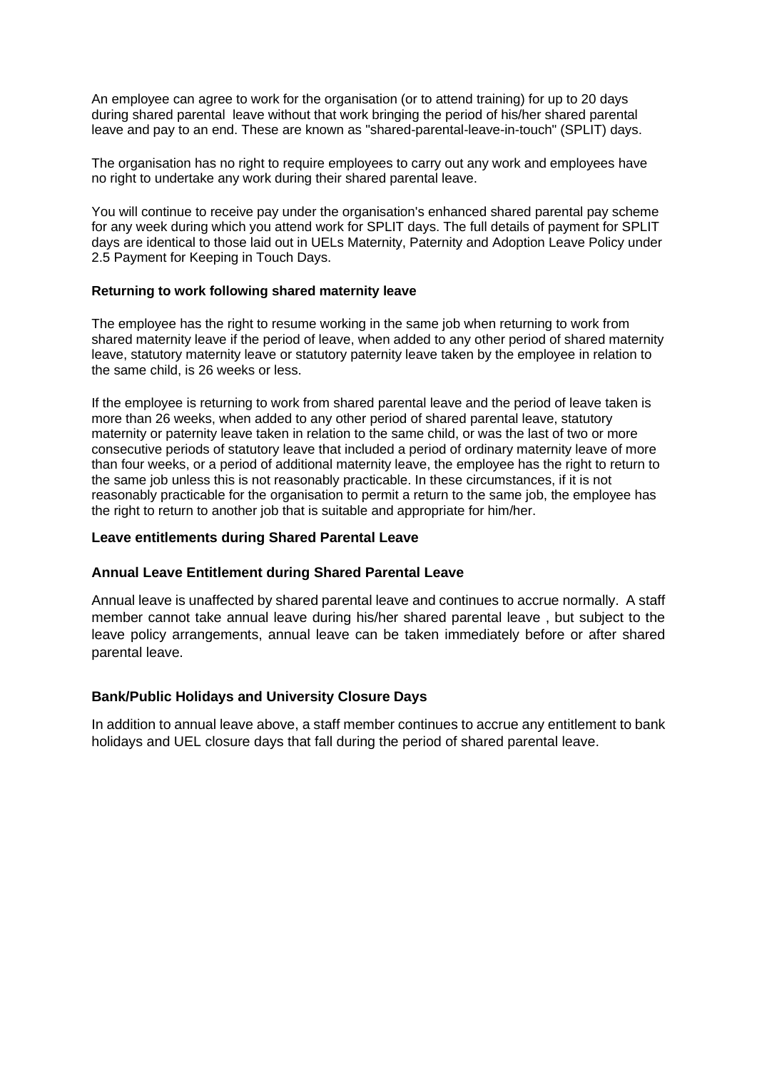An employee can agree to work for the organisation (or to attend training) for up to 20 days during shared parental leave without that work bringing the period of his/her shared parental leave and pay to an end. These are known as "shared-parental-leave-in-touch" (SPLIT) days.

The organisation has no right to require employees to carry out any work and employees have no right to undertake any work during their shared parental leave.

You will continue to receive pay under the organisation's enhanced shared parental pay scheme for any week during which you attend work for SPLIT days. The full details of payment for SPLIT days are identical to those laid out in UELs Maternity, Paternity and Adoption Leave Policy under 2.5 Payment for Keeping in Touch Days.

**Returning to work following shared maternity leave**

The employee has the right to resume working in the same job when returning to work from shared maternity leave if the period of leave, when added to any other period of shared maternity leave, statutory maternity leave or statutory paternity leave taken by the employee in relation to the same child, is 26 weeks or less.

If the employee is returning to work from shared parental leave and the period of leave taken is more than 26 weeks, when added to any other period of shared parental leave, statutory maternity or paternity leave taken in relation to the same child, or was the last of two or more consecutive periods of statutory leave that included a period of ordinary maternity leave of more than four weeks, or a period of additional maternity leave, the employee has the right to return to the same job unless this is not reasonably practicable. In these circumstances, if it is not reasonably practicable for the organisation to permit a return to the same job, the employee has the right to return to another job that is suitable and appropriate for him/her.

**Leave entitlements during Shared Parental Leave**

**Annual Leave Entitlement during Shared Parental Leave**

Annual leave is unaffected by shared parental leave and continues to accrue normally. A staff member cannot take annual leave during his/her shared parental leave , but subject to the leave policy arrangements, annual leave can be taken immediately before or after shared parental leave.

**Bank/Public Holidays and University Closure Days**

In addition to annual leave above, a staff member continues to accrue any entitlement to bank holidays and UEL closure days that fall during the period of shared parental leave.